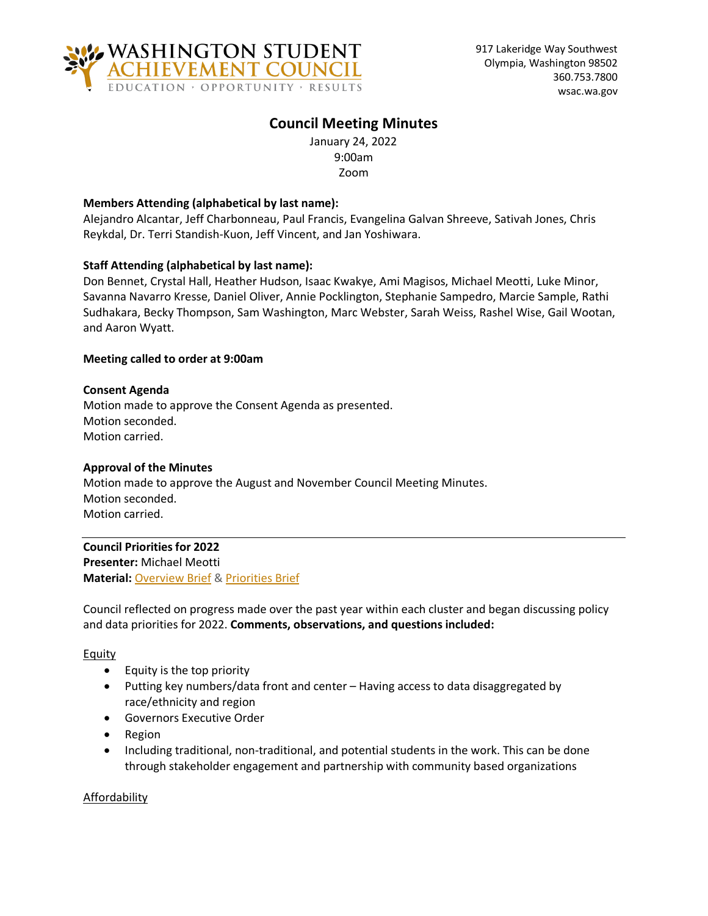WASHINGTON STUDENT ACHIEVEMENT COUNCIL
EDUCATION · OPPORTUNITY · RESULTS

917 Lakeridge Way Southwest
Olympia, Washington 98502
360.753.7800
wsac.wa.gov

# Council Meeting Minutes

January 24, 2022
9:00am
Zoom

**Members Attending (alphabetical by last name):**
Alejandro Alcantar, Jeff Charbonneau, Paul Francis, Evangelina Galvan Shreeve, Sativah Jones, Chris Reykdal, Dr. Terri Standish-Kuon, Jeff Vincent, and Jan Yoshiwara.

**Staff Attending (alphabetical by last name):**
Don Bennet, Crystal Hall, Heather Hudson, Isaac Kwakye, Ami Magisos, Michael Meotti, Luke Minor, Savanna Navarro Kresse, Daniel Oliver, Annie Pocklington, Stephanie Sampedro, Marcie Sample, Rathi Sudhakara, Becky Thompson, Sam Washington, Marc Webster, Sarah Weiss, Rashel Wise, Gail Wootan, and Aaron Wyatt.

**Meeting called to order at 9:00am**

**Consent Agenda**
Motion made to approve the Consent Agenda as presented.
Motion seconded.
Motion carried.

**Approval of the Minutes**
Motion made to approve the August and November Council Meeting Minutes.
Motion seconded.
Motion carried.

---

**Council Priorities for 2022**
**Presenter:** Michael Meotti
**Material:** Overview Brief & Priorities Brief

Council reflected on progress made over the past year within each cluster and began discussing policy and data priorities for 2022. **Comments, observations, and questions included:**

<u>Equity</u>

- Equity is the top priority
- Putting key numbers/data front and center – Having access to data disaggregated by race/ethnicity and region
- Governors Executive Order
- Region
- Including traditional, non-traditional, and potential students in the work. This can be done through stakeholder engagement and partnership with community based organizations

<u>Affordability</u>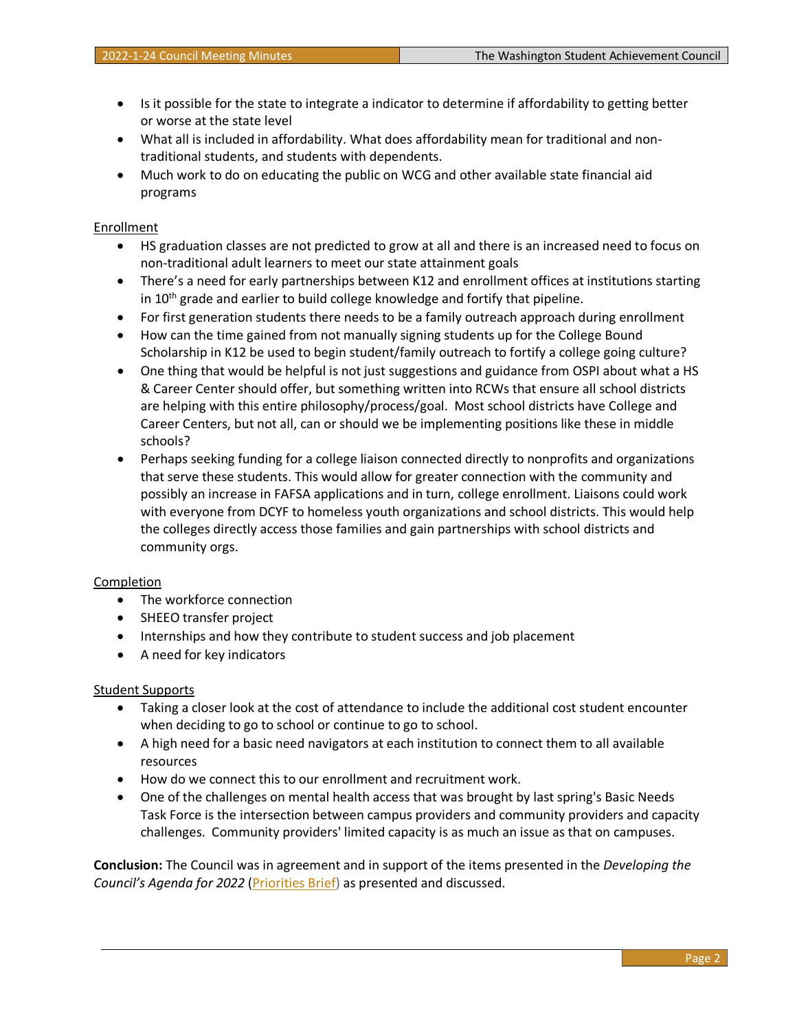- Is it possible for the state to integrate a indicator to determine if affordability to getting better or worse at the state level
- What all is included in affordability. What does affordability mean for traditional and non-traditional students, and students with dependents.
- Much work to do on educating the public on WCG and other available state financial aid programs

<u>Enrollment</u>

- HS graduation classes are not predicted to grow at all and there is an increased need to focus on non-traditional adult learners to meet our state attainment goals
- There's a need for early partnerships between K12 and enrollment offices at institutions starting in 10th grade and earlier to build college knowledge and fortify that pipeline.
- For first generation students there needs to be a family outreach approach during enrollment
- How can the time gained from not manually signing students up for the College Bound Scholarship in K12 be used to begin student/family outreach to fortify a college going culture?
- One thing that would be helpful is not just suggestions and guidance from OSPI about what a HS & Career Center should offer, but something written into RCWs that ensure all school districts are helping with this entire philosophy/process/goal. Most school districts have College and Career Centers, but not all, can or should we be implementing positions like these in middle schools?
- Perhaps seeking funding for a college liaison connected directly to nonprofits and organizations that serve these students. This would allow for greater connection with the community and possibly an increase in FAFSA applications and in turn, college enrollment. Liaisons could work with everyone from DCYF to homeless youth organizations and school districts. This would help the colleges directly access those families and gain partnerships with school districts and community orgs.

<u>Completion</u>

- The workforce connection
- SHEEO transfer project
- Internships and how they contribute to student success and job placement
- A need for key indicators

<u>Student Supports</u>

- Taking a closer look at the cost of attendance to include the additional cost student encounter when deciding to go to school or continue to go to school.
- A high need for a basic need navigators at each institution to connect them to all available resources
- How do we connect this to our enrollment and recruitment work.
- One of the challenges on mental health access that was brought by last spring's Basic Needs Task Force is the intersection between campus providers and community providers and capacity challenges. Community providers' limited capacity is as much an issue as that on campuses.

**Conclusion:** The Council was in agreement and in support of the items presented in the *Developing the Council's Agenda for 2022* (Priorities Brief) as presented and discussed.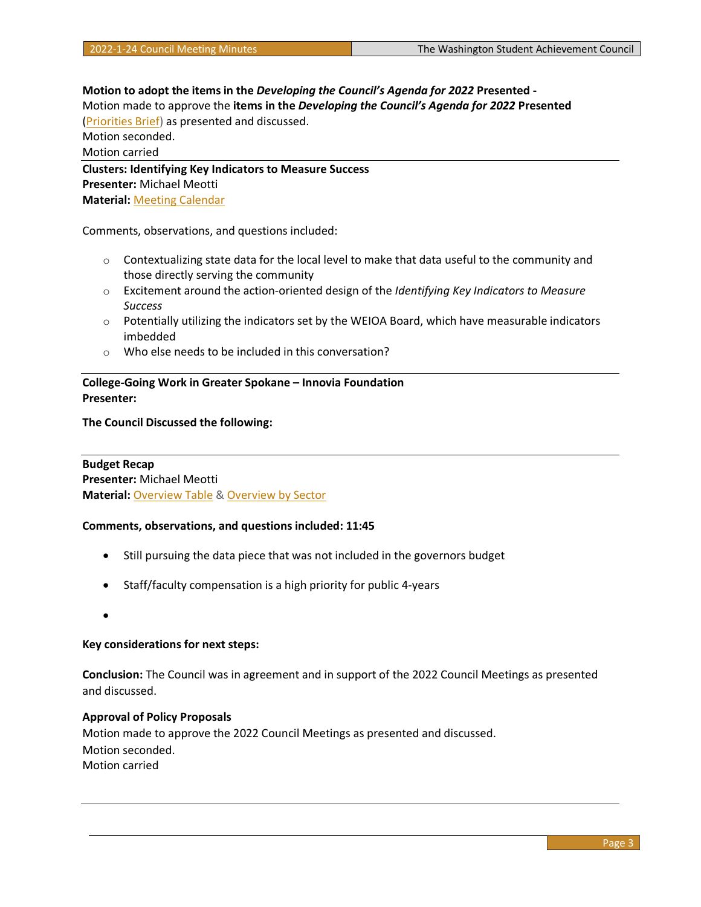**Motion to adopt the items in the *Developing the Council's Agenda for 2022* Presented -**
Motion made to approve the **items in the *Developing the Council's Agenda for 2022* Presented** (Priorities Brief) as presented and discussed.
Motion seconded.
Motion carried

---

**Clusters: Identifying Key Indicators to Measure Success**
**Presenter:** Michael Meotti
**Material:** Meeting Calendar

Comments, observations, and questions included:

- Contextualizing state data for the local level to make that data useful to the community and those directly serving the community
- Excitement around the action-oriented design of the *Identifying Key Indicators to Measure Success*
- Potentially utilizing the indicators set by the WEIOA Board, which have measurable indicators imbedded
- Who else needs to be included in this conversation?

---

**College-Going Work in Greater Spokane – Innovia Foundation**
**Presenter:**

**The Council Discussed the following:**

---

**Budget Recap**
**Presenter:** Michael Meotti
**Material:** Overview Table & Overview by Sector

**Comments, observations, and questions included: 11:45**

- Still pursuing the data piece that was not included in the governors budget
- Staff/faculty compensation is a high priority for public 4-years
- 

**Key considerations for next steps:**

**Conclusion:** The Council was in agreement and in support of the 2022 Council Meetings as presented and discussed.

**Approval of Policy Proposals**
Motion made to approve the 2022 Council Meetings as presented and discussed.
Motion seconded.
Motion carried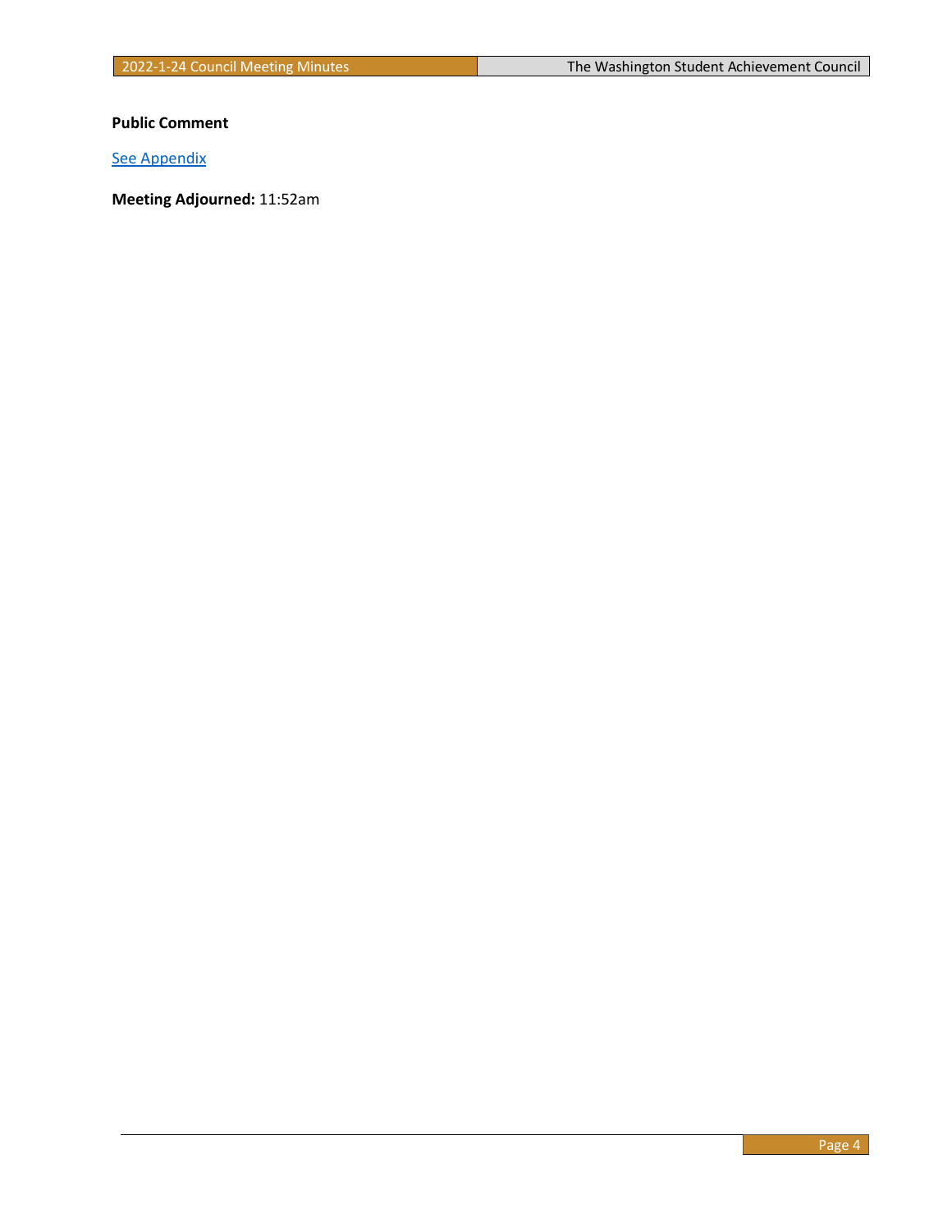**Public Comment**

See Appendix

**Meeting Adjourned:** 11:52am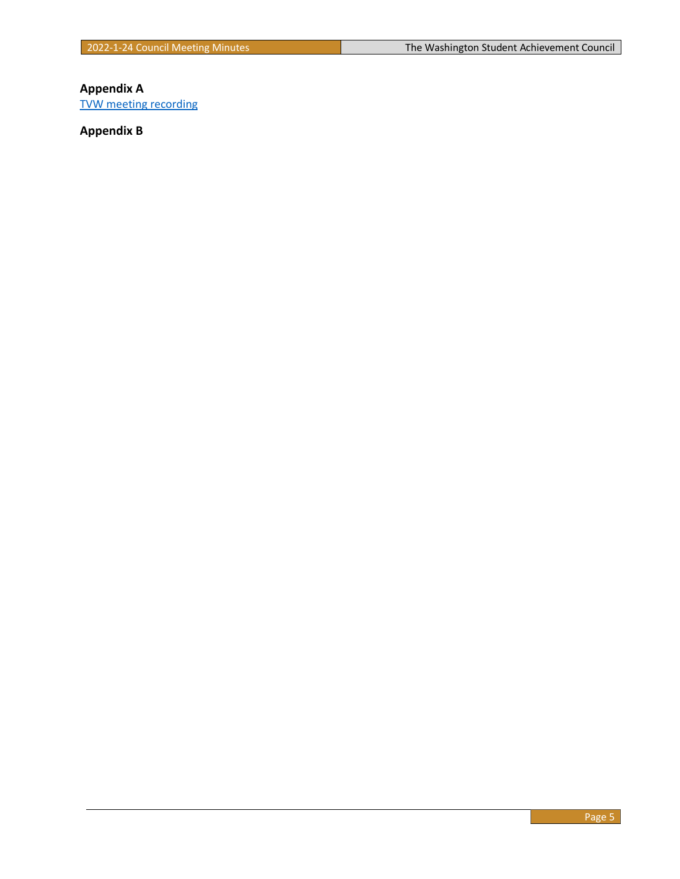**Appendix A**

[TVW meeting recording]

**Appendix B**